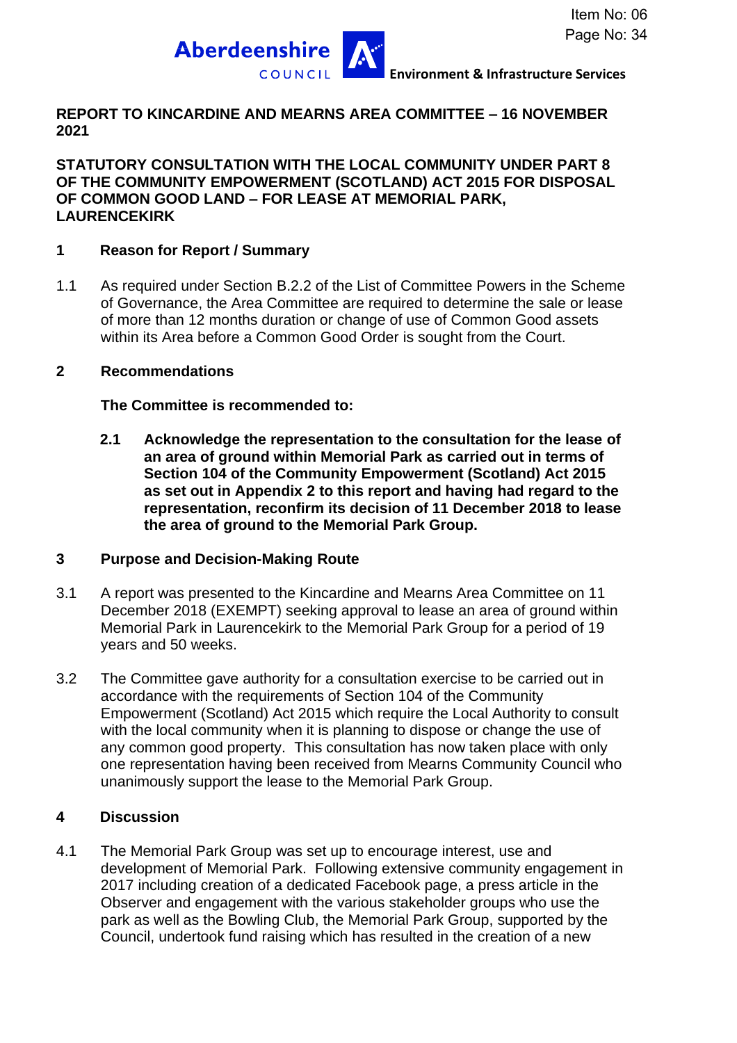Item No: 06
Page No: 34

**Aberdeenshire COUNCIL** **Environment & Infrastructure Services**

**REPORT TO KINCARDINE AND MEARNS AREA COMMITTEE – 16 NOVEMBER 2021**

**STATUTORY CONSULTATION WITH THE LOCAL COMMUNITY UNDER PART 8 OF THE COMMUNITY EMPOWERMENT (SCOTLAND) ACT 2015 FOR DISPOSAL OF COMMON GOOD LAND – FOR LEASE AT MEMORIAL PARK, LAURENCEKIRK**

## 1 Reason for Report / Summary

1.1 As required under Section B.2.2 of the List of Committee Powers in the Scheme of Governance, the Area Committee are required to determine the sale or lease of more than 12 months duration or change of use of Common Good assets within its Area before a Common Good Order is sought from the Court.

## 2 Recommendations

**The Committee is recommended to:**

**2.1 Acknowledge the representation to the consultation for the lease of an area of ground within Memorial Park as carried out in terms of Section 104 of the Community Empowerment (Scotland) Act 2015 as set out in Appendix 2 to this report and having had regard to the representation, reconfirm its decision of 11 December 2018 to lease the area of ground to the Memorial Park Group.**

## 3 Purpose and Decision-Making Route

3.1 A report was presented to the Kincardine and Mearns Area Committee on 11 December 2018 (EXEMPT) seeking approval to lease an area of ground within Memorial Park in Laurencekirk to the Memorial Park Group for a period of 19 years and 50 weeks.

3.2 The Committee gave authority for a consultation exercise to be carried out in accordance with the requirements of Section 104 of the Community Empowerment (Scotland) Act 2015 which require the Local Authority to consult with the local community when it is planning to dispose or change the use of any common good property. This consultation has now taken place with only one representation having been received from Mearns Community Council who unanimously support the lease to the Memorial Park Group.

## 4 Discussion

4.1 The Memorial Park Group was set up to encourage interest, use and development of Memorial Park. Following extensive community engagement in 2017 including creation of a dedicated Facebook page, a press article in the Observer and engagement with the various stakeholder groups who use the park as well as the Bowling Club, the Memorial Park Group, supported by the Council, undertook fund raising which has resulted in the creation of a new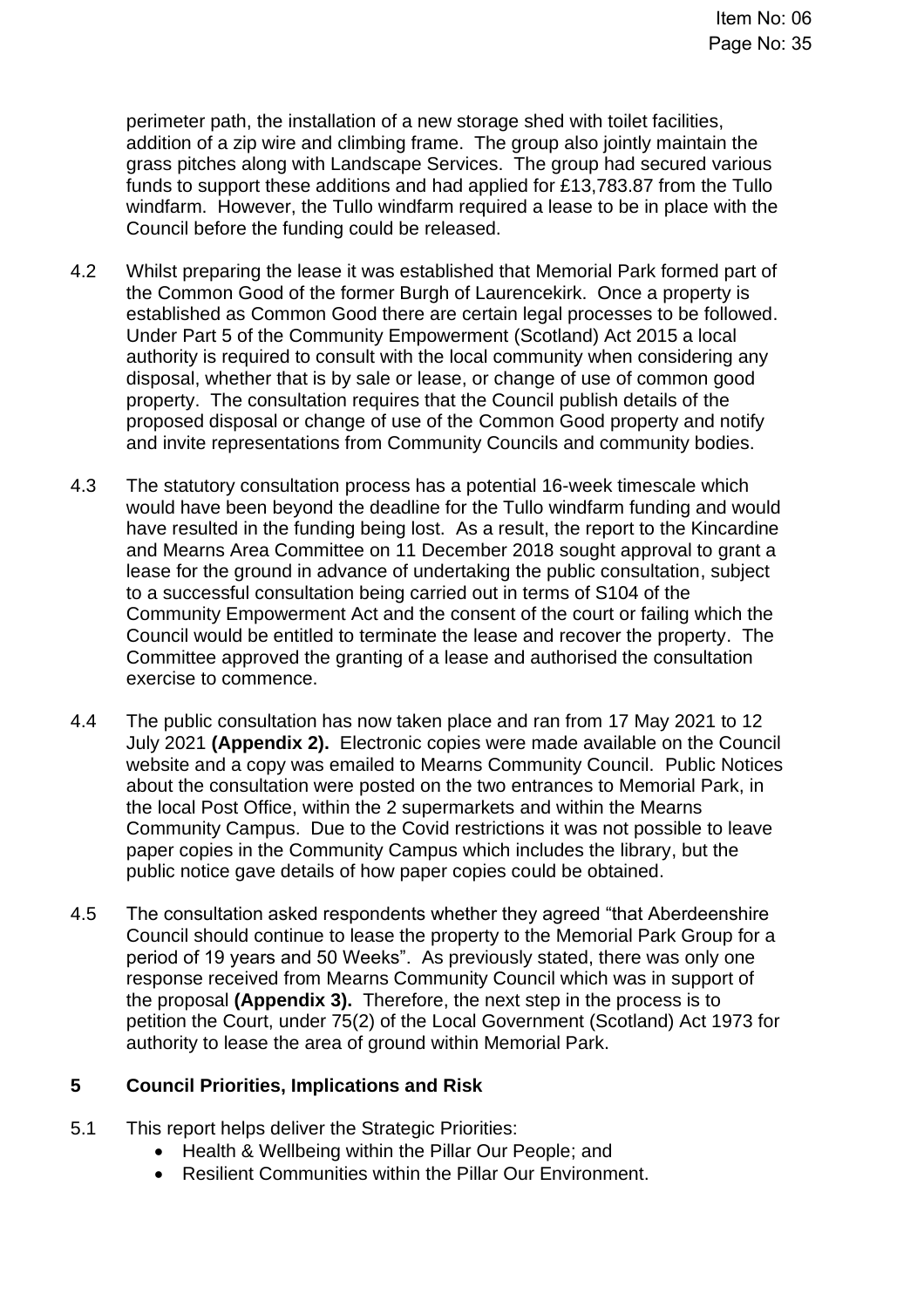perimeter path, the installation of a new storage shed with toilet facilities, addition of a zip wire and climbing frame. The group also jointly maintain the grass pitches along with Landscape Services. The group had secured various funds to support these additions and had applied for £13,783.87 from the Tullo windfarm. However, the Tullo windfarm required a lease to be in place with the Council before the funding could be released.

4.2 Whilst preparing the lease it was established that Memorial Park formed part of the Common Good of the former Burgh of Laurencekirk. Once a property is established as Common Good there are certain legal processes to be followed. Under Part 5 of the Community Empowerment (Scotland) Act 2015 a local authority is required to consult with the local community when considering any disposal, whether that is by sale or lease, or change of use of common good property. The consultation requires that the Council publish details of the proposed disposal or change of use of the Common Good property and notify and invite representations from Community Councils and community bodies.

4.3 The statutory consultation process has a potential 16-week timescale which would have been beyond the deadline for the Tullo windfarm funding and would have resulted in the funding being lost. As a result, the report to the Kincardine and Mearns Area Committee on 11 December 2018 sought approval to grant a lease for the ground in advance of undertaking the public consultation, subject to a successful consultation being carried out in terms of S104 of the Community Empowerment Act and the consent of the court or failing which the Council would be entitled to terminate the lease and recover the property. The Committee approved the granting of a lease and authorised the consultation exercise to commence.

4.4 The public consultation has now taken place and ran from 17 May 2021 to 12 July 2021 **(Appendix 2).** Electronic copies were made available on the Council website and a copy was emailed to Mearns Community Council. Public Notices about the consultation were posted on the two entrances to Memorial Park, in the local Post Office, within the 2 supermarkets and within the Mearns Community Campus. Due to the Covid restrictions it was not possible to leave paper copies in the Community Campus which includes the library, but the public notice gave details of how paper copies could be obtained.

4.5 The consultation asked respondents whether they agreed "that Aberdeenshire Council should continue to lease the property to the Memorial Park Group for a period of 19 years and 50 Weeks". As previously stated, there was only one response received from Mearns Community Council which was in support of the proposal **(Appendix 3).** Therefore, the next step in the process is to petition the Court, under 75(2) of the Local Government (Scotland) Act 1973 for authority to lease the area of ground within Memorial Park.

## 5 Council Priorities, Implications and Risk

5.1 This report helps deliver the Strategic Priorities:

- Health & Wellbeing within the Pillar Our People; and
- Resilient Communities within the Pillar Our Environment.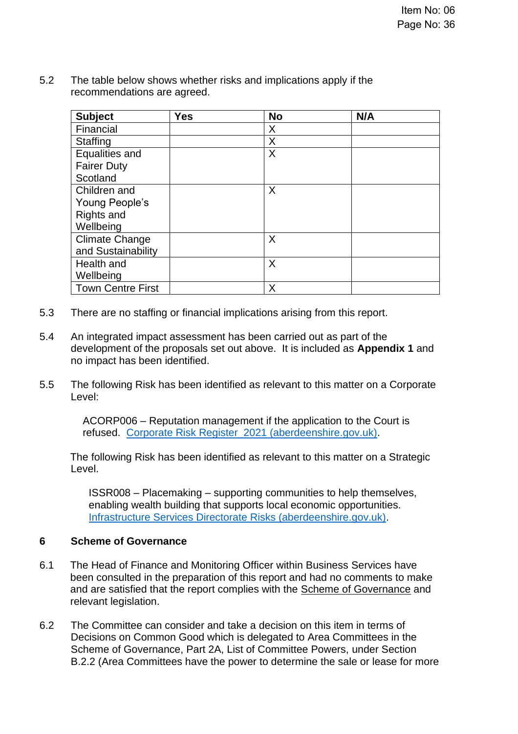5.2 The table below shows whether risks and implications apply if the recommendations are agreed.

| Subject | Yes | No | N/A |
|---|---|---|---|
| Financial | | X | |
| Staffing | | X | |
| Equalities and Fairer Duty Scotland | | X | |
| Children and Young People's Rights and Wellbeing | | X | |
| Climate Change and Sustainability | | X | |
| Health and Wellbeing | | X | |
| Town Centre First | | X | |

5.3 There are no staffing or financial implications arising from this report.

5.4 An integrated impact assessment has been carried out as part of the development of the proposals set out above. It is included as **Appendix 1** and no impact has been identified.

5.5 The following Risk has been identified as relevant to this matter on a Corporate Level:

> ACORP006 – Reputation management if the application to the Court is refused. Corporate Risk Register 2021 (aberdeenshire.gov.uk).

The following Risk has been identified as relevant to this matter on a Strategic Level.

> ISSR008 – Placemaking – supporting communities to help themselves, enabling wealth building that supports local economic opportunities. Infrastructure Services Directorate Risks (aberdeenshire.gov.uk).

## 6 Scheme of Governance

6.1 The Head of Finance and Monitoring Officer within Business Services have been consulted in the preparation of this report and had no comments to make and are satisfied that the report complies with the Scheme of Governance and relevant legislation.

6.2 The Committee can consider and take a decision on this item in terms of Decisions on Common Good which is delegated to Area Committees in the Scheme of Governance, Part 2A, List of Committee Powers, under Section B.2.2 (Area Committees have the power to determine the sale or lease for more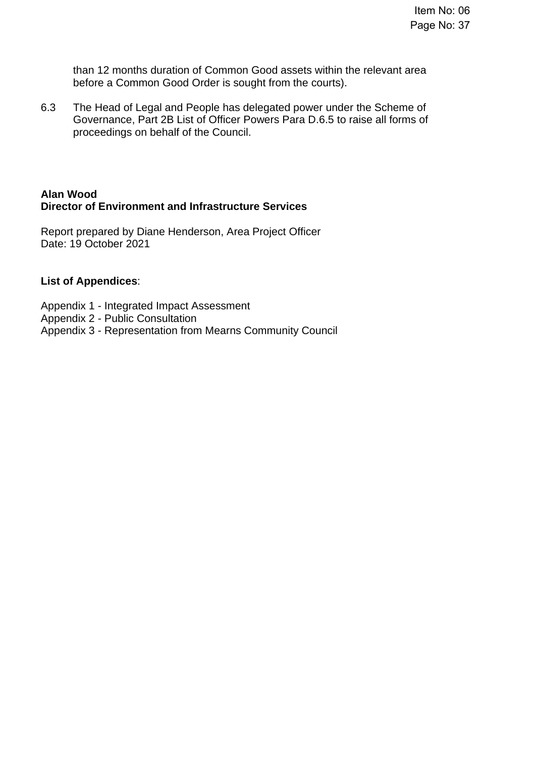than 12 months duration of Common Good assets within the relevant area before a Common Good Order is sought from the courts).

6.3 The Head of Legal and People has delegated power under the Scheme of Governance, Part 2B List of Officer Powers Para D.6.5 to raise all forms of proceedings on behalf of the Council.

**Alan Wood**
**Director of Environment and Infrastructure Services**

Report prepared by Diane Henderson, Area Project Officer
Date: 19 October 2021

**List of Appendices**:

Appendix 1 - Integrated Impact Assessment
Appendix 2 - Public Consultation
Appendix 3 - Representation from Mearns Community Council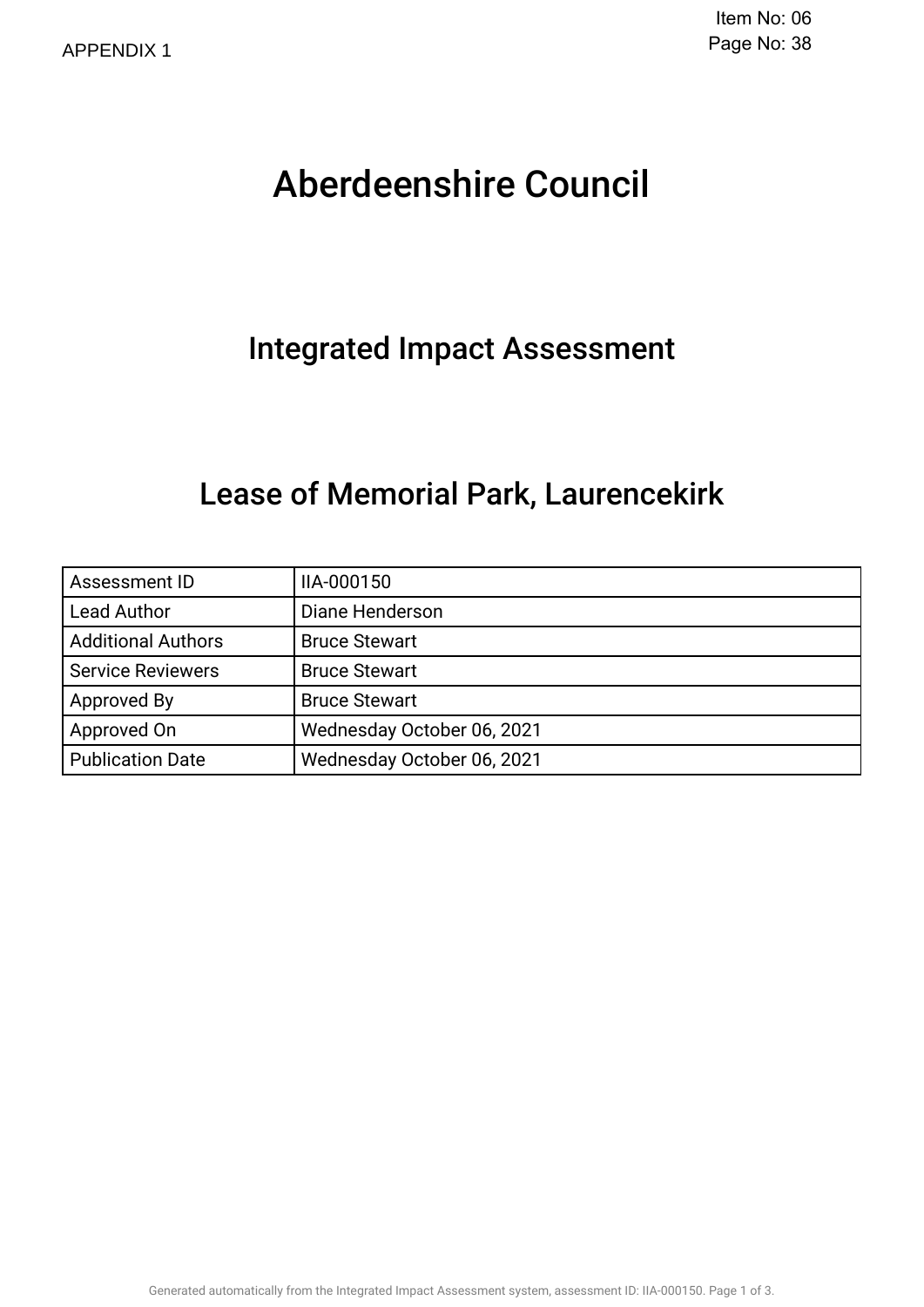APPENDIX 1

# Aberdeenshire Council

## Integrated Impact Assessment

## Lease of Memorial Park, Laurencekirk

| Assessment ID | IIA-000150 |
|---|---|
| Lead Author | Diane Henderson |
| Additional Authors | Bruce Stewart |
| Service Reviewers | Bruce Stewart |
| Approved By | Bruce Stewart |
| Approved On | Wednesday October 06, 2021 |
| Publication Date | Wednesday October 06, 2021 |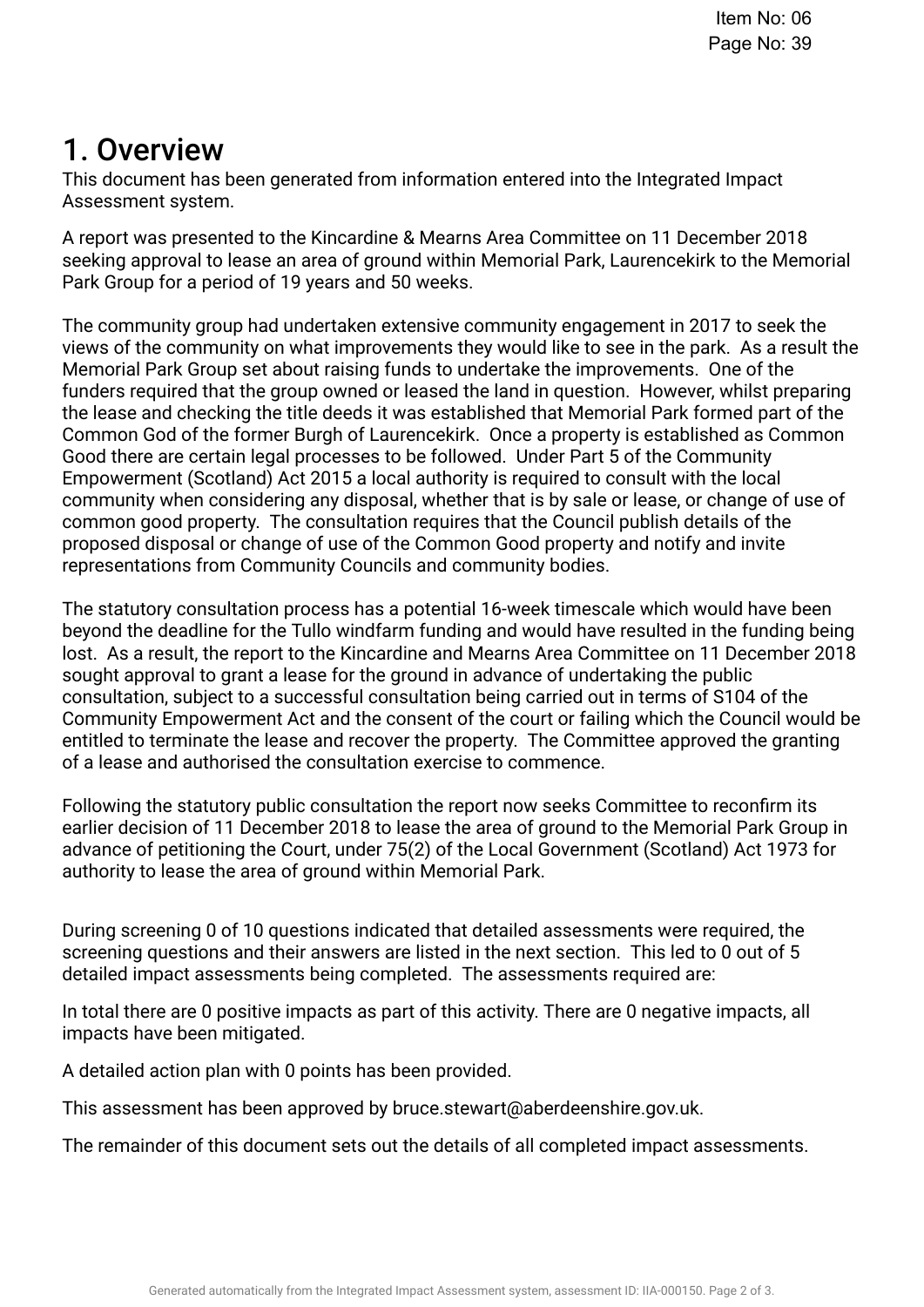# 1. Overview

This document has been generated from information entered into the Integrated Impact Assessment system.

A report was presented to the Kincardine & Mearns Area Committee on 11 December 2018 seeking approval to lease an area of ground within Memorial Park, Laurencekirk to the Memorial Park Group for a period of 19 years and 50 weeks.

The community group had undertaken extensive community engagement in 2017 to seek the views of the community on what improvements they would like to see in the park. As a result the Memorial Park Group set about raising funds to undertake the improvements. One of the funders required that the group owned or leased the land in question. However, whilst preparing the lease and checking the title deeds it was established that Memorial Park formed part of the Common God of the former Burgh of Laurencekirk. Once a property is established as Common Good there are certain legal processes to be followed. Under Part 5 of the Community Empowerment (Scotland) Act 2015 a local authority is required to consult with the local community when considering any disposal, whether that is by sale or lease, or change of use of common good property. The consultation requires that the Council publish details of the proposed disposal or change of use of the Common Good property and notify and invite representations from Community Councils and community bodies.

The statutory consultation process has a potential 16-week timescale which would have been beyond the deadline for the Tullo windfarm funding and would have resulted in the funding being lost. As a result, the report to the Kincardine and Mearns Area Committee on 11 December 2018 sought approval to grant a lease for the ground in advance of undertaking the public consultation, subject to a successful consultation being carried out in terms of S104 of the Community Empowerment Act and the consent of the court or failing which the Council would be entitled to terminate the lease and recover the property. The Committee approved the granting of a lease and authorised the consultation exercise to commence.

Following the statutory public consultation the report now seeks Committee to reconfirm its earlier decision of 11 December 2018 to lease the area of ground to the Memorial Park Group in advance of petitioning the Court, under 75(2) of the Local Government (Scotland) Act 1973 for authority to lease the area of ground within Memorial Park.

During screening 0 of 10 questions indicated that detailed assessments were required, the screening questions and their answers are listed in the next section. This led to 0 out of 5 detailed impact assessments being completed. The assessments required are:

In total there are 0 positive impacts as part of this activity. There are 0 negative impacts, all impacts have been mitigated.

A detailed action plan with 0 points has been provided.

This assessment has been approved by bruce.stewart@aberdeenshire.gov.uk.

The remainder of this document sets out the details of all completed impact assessments.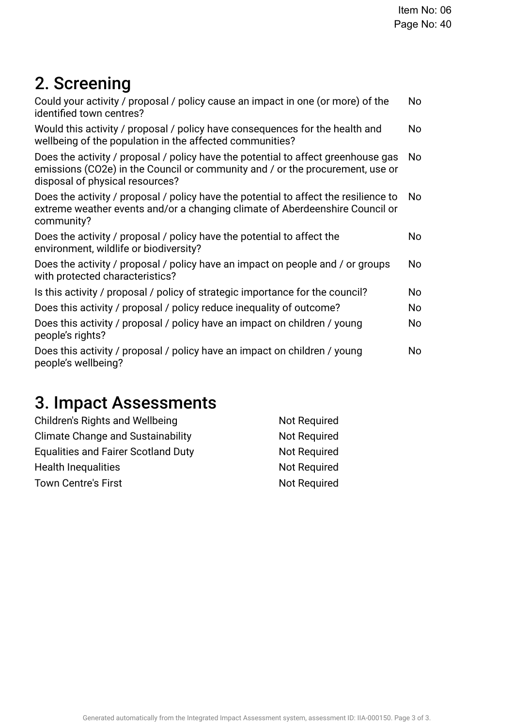## 2. Screening

| | |
|---|---|
| Could your activity / proposal / policy cause an impact in one (or more) of the identified town centres? | No |
| Would this activity / proposal / policy have consequences for the health and wellbeing of the population in the affected communities? | No |
| Does the activity / proposal / policy have the potential to affect greenhouse gas emissions ($CO_2e$) in the Council or community and / or the procurement, use or disposal of physical resources? | No |
| Does the activity / proposal / policy have the potential to affect the resilience to extreme weather events and/or a changing climate of Aberdeenshire Council or community? | No |
| Does the activity / proposal / policy have the potential to affect the environment, wildlife or biodiversity? | No |
| Does the activity / proposal / policy have an impact on people and / or groups with protected characteristics? | No |
| Is this activity / proposal / policy of strategic importance for the council? | No |
| Does this activity / proposal / policy reduce inequality of outcome? | No |
| Does this activity / proposal / policy have an impact on children / young people's rights? | No |
| Does this activity / proposal / policy have an impact on children / young people's wellbeing? | No |

## 3. Impact Assessments

| | |
|---|---|
| Children's Rights and Wellbeing | Not Required |
| Climate Change and Sustainability | Not Required |
| Equalities and Fairer Scotland Duty | Not Required |
| Health Inequalities | Not Required |
| Town Centre's First | Not Required |

Generated automatically from the Integrated Impact Assessment system, assessment ID: IIA-000150.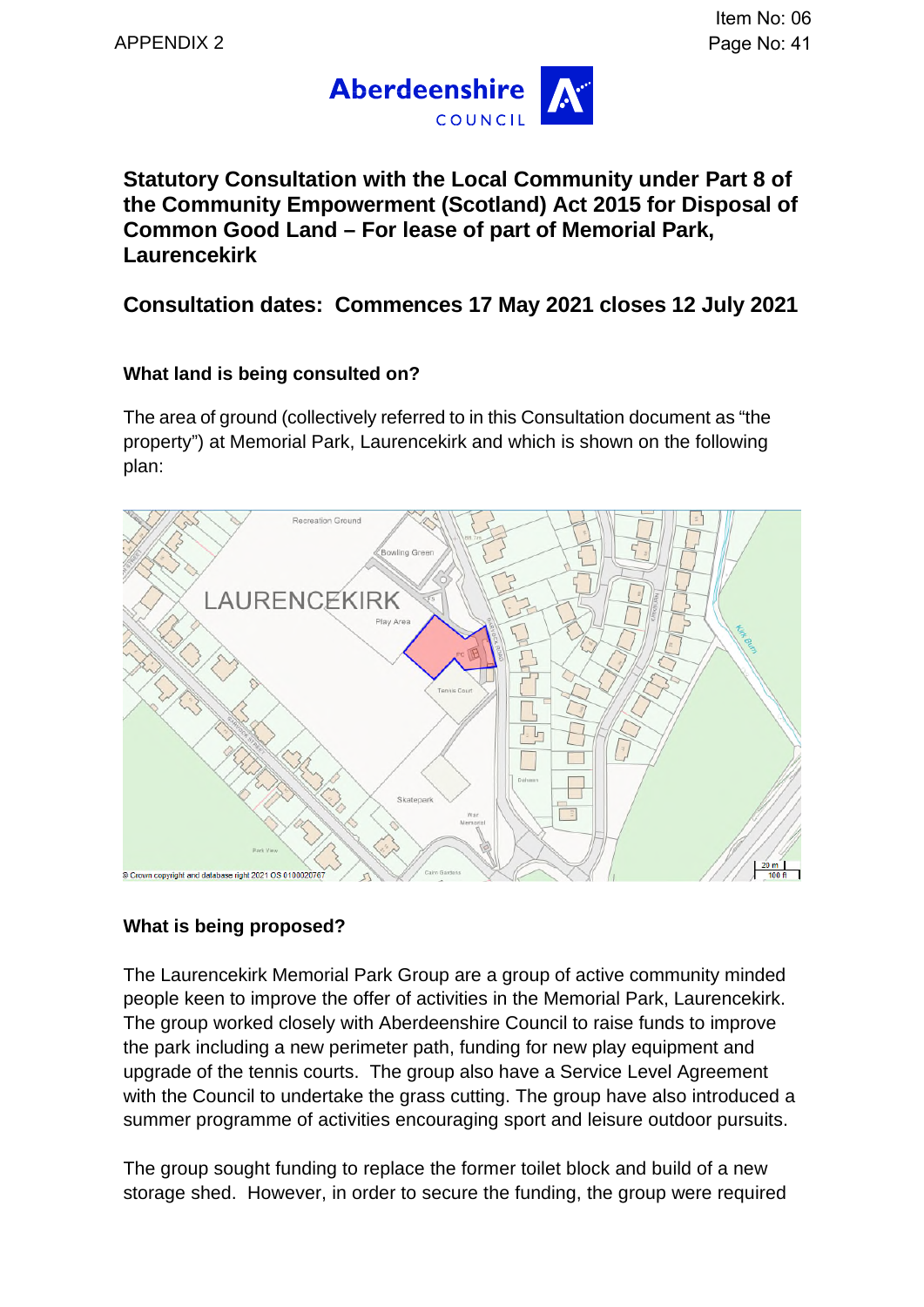APPENDIX 2

# Statutory Consultation with the Local Community under Part 8 of the Community Empowerment (Scotland) Act 2015 for Disposal of Common Good Land – For lease of part of Memorial Park, Laurencekirk

## Consultation dates: Commences 17 May 2021 closes 12 July 2021

### What land is being consulted on?

The area of ground (collectively referred to in this Consultation document as "the property") at Memorial Park, Laurencekirk and which is shown on the following plan:

### What is being proposed?

The Laurencekirk Memorial Park Group are a group of active community minded people keen to improve the offer of activities in the Memorial Park, Laurencekirk. The group worked closely with Aberdeenshire Council to raise funds to improve the park including a new perimeter path, funding for new play equipment and upgrade of the tennis courts. The group also have a Service Level Agreement with the Council to undertake the grass cutting. The group have also introduced a summer programme of activities encouraging sport and leisure outdoor pursuits.

The group sought funding to replace the former toilet block and build of a new storage shed. However, in order to secure the funding, the group were required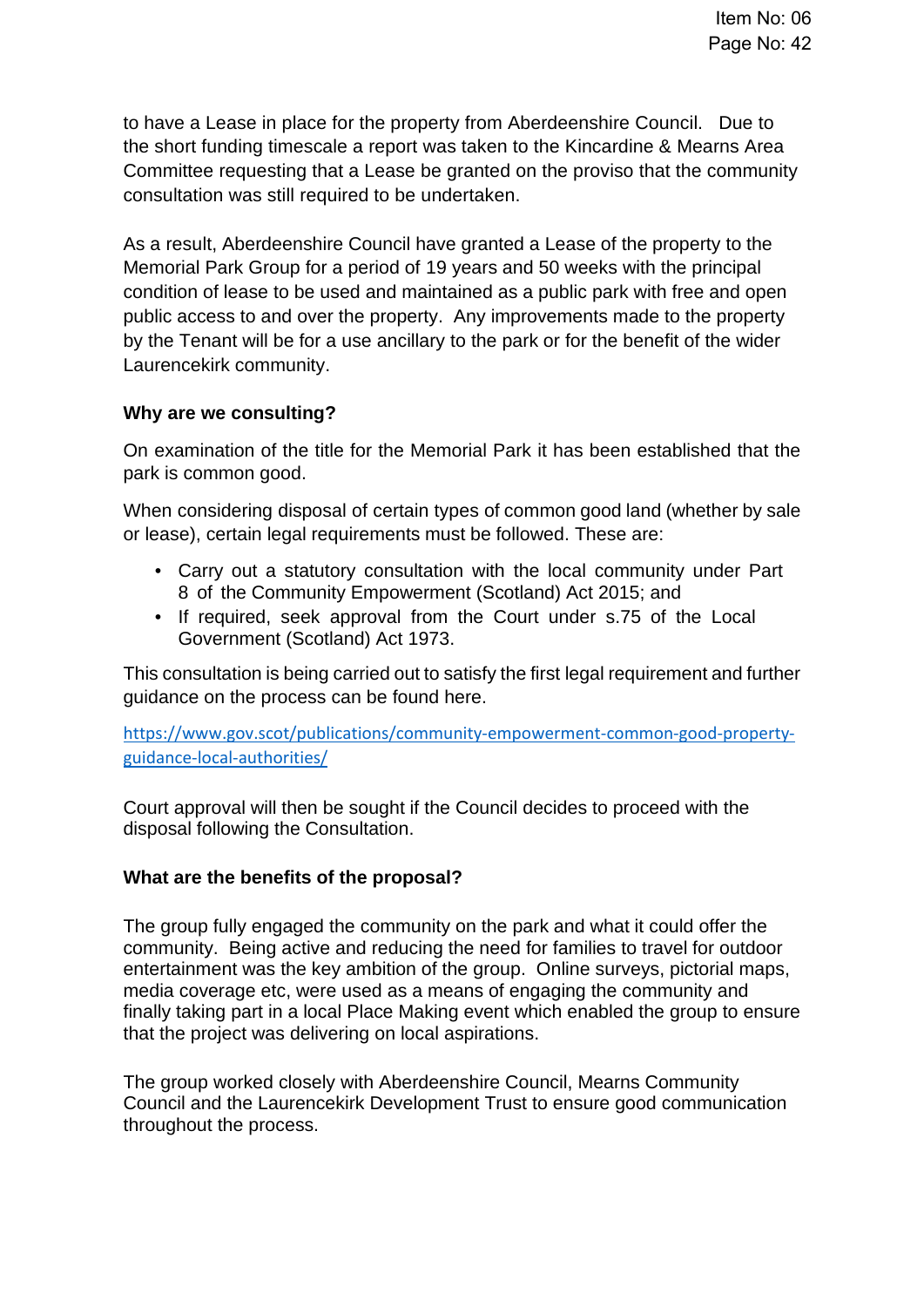to have a Lease in place for the property from Aberdeenshire Council. Due to the short funding timescale a report was taken to the Kincardine & Mearns Area Committee requesting that a Lease be granted on the proviso that the community consultation was still required to be undertaken.

As a result, Aberdeenshire Council have granted a Lease of the property to the Memorial Park Group for a period of 19 years and 50 weeks with the principal condition of lease to be used and maintained as a public park with free and open public access to and over the property. Any improvements made to the property by the Tenant will be for a use ancillary to the park or for the benefit of the wider Laurencekirk community.

**Why are we consulting?**

On examination of the title for the Memorial Park it has been established that the park is common good.

When considering disposal of certain types of common good land (whether by sale or lease), certain legal requirements must be followed. These are:

- Carry out a statutory consultation with the local community under Part 8 of the Community Empowerment (Scotland) Act 2015; and
- If required, seek approval from the Court under s.75 of the Local Government (Scotland) Act 1973.

This consultation is being carried out to satisfy the first legal requirement and further guidance on the process can be found here.

https://www.gov.scot/publications/community-empowerment-common-good-property-guidance-local-authorities/

Court approval will then be sought if the Council decides to proceed with the disposal following the Consultation.

**What are the benefits of the proposal?**

The group fully engaged the community on the park and what it could offer the community. Being active and reducing the need for families to travel for outdoor entertainment was the key ambition of the group. Online surveys, pictorial maps, media coverage etc, were used as a means of engaging the community and finally taking part in a local Place Making event which enabled the group to ensure that the project was delivering on local aspirations.

The group worked closely with Aberdeenshire Council, Mearns Community Council and the Laurencekirk Development Trust to ensure good communication throughout the process.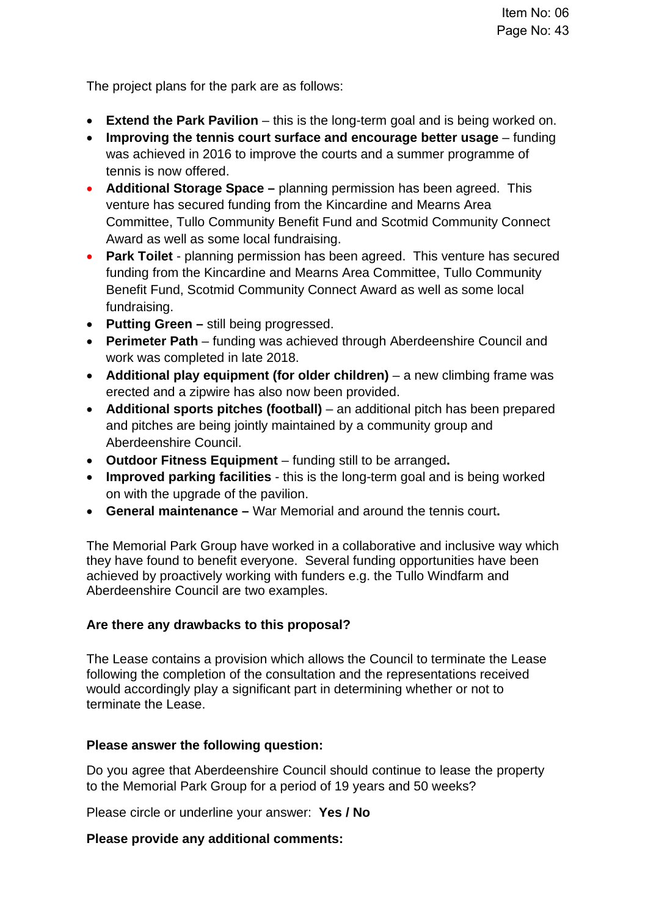The project plans for the park are as follows:

- **Extend the Park Pavilion** – this is the long-term goal and is being worked on.
- **Improving the tennis court surface and encourage better usage** – funding was achieved in 2016 to improve the courts and a summer programme of tennis is now offered.
- **Additional Storage Space –** planning permission has been agreed. This venture has secured funding from the Kincardine and Mearns Area Committee, Tullo Community Benefit Fund and Scotmid Community Connect Award as well as some local fundraising.
- **Park Toilet** - planning permission has been agreed. This venture has secured funding from the Kincardine and Mearns Area Committee, Tullo Community Benefit Fund, Scotmid Community Connect Award as well as some local fundraising.
- **Putting Green –** still being progressed.
- **Perimeter Path** – funding was achieved through Aberdeenshire Council and work was completed in late 2018.
- **Additional play equipment (for older children)** – a new climbing frame was erected and a zipwire has also now been provided.
- **Additional sports pitches (football)** – an additional pitch has been prepared and pitches are being jointly maintained by a community group and Aberdeenshire Council.
- **Outdoor Fitness Equipment** – funding still to be arranged**.**
- **Improved parking facilities** - this is the long-term goal and is being worked on with the upgrade of the pavilion.
- **General maintenance –** War Memorial and around the tennis court**.**

The Memorial Park Group have worked in a collaborative and inclusive way which they have found to benefit everyone. Several funding opportunities have been achieved by proactively working with funders e.g. the Tullo Windfarm and Aberdeenshire Council are two examples.

**Are there any drawbacks to this proposal?**

The Lease contains a provision which allows the Council to terminate the Lease following the completion of the consultation and the representations received would accordingly play a significant part in determining whether or not to terminate the Lease.

**Please answer the following question:**

Do you agree that Aberdeenshire Council should continue to lease the property to the Memorial Park Group for a period of 19 years and 50 weeks?

Please circle or underline your answer: **Yes / No**

**Please provide any additional comments:**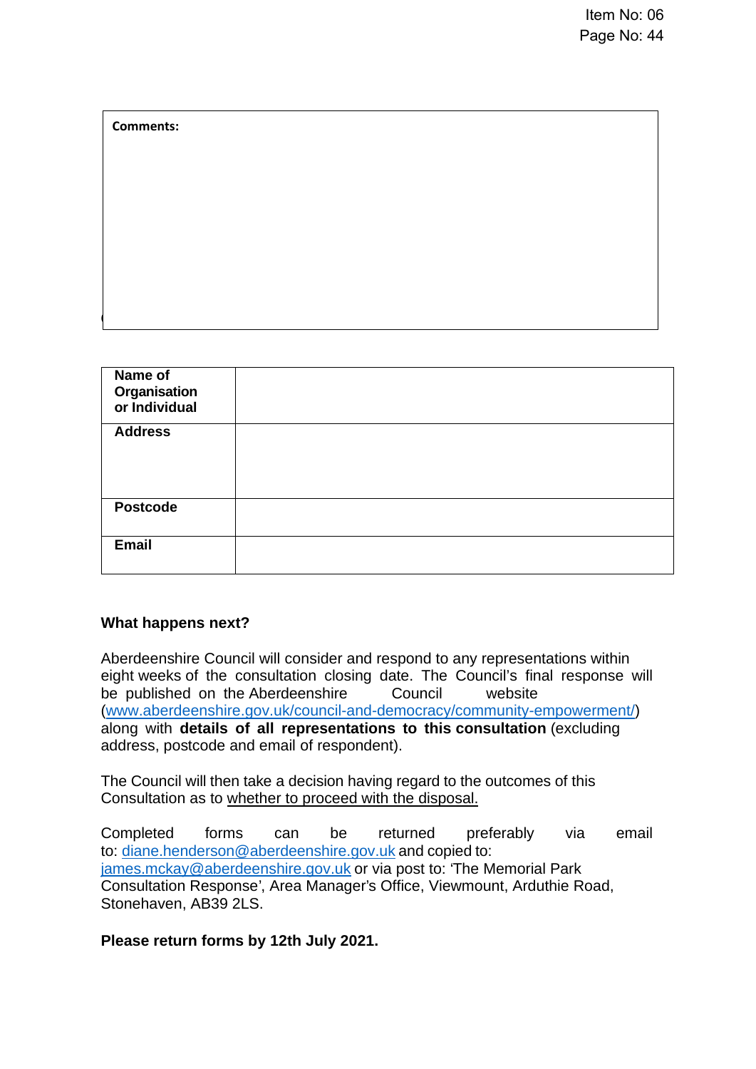| Comments: |
| --- |
| |

| Name of Organisation or Individual | |
| --- | --- |
| Address | |
| Postcode | |
| Email | |

**What happens next?**

Aberdeenshire Council will consider and respond to any representations within eight weeks of the consultation closing date. The Council's final response will be published on the Aberdeenshire Council website (www.aberdeenshire.gov.uk/council-and-democracy/community-empowerment/) along with **details of all representations to this consultation** (excluding address, postcode and email of respondent).

The Council will then take a decision having regard to the outcomes of this Consultation as to whether to proceed with the disposal.

Completed forms can be returned preferably via email to: diane.henderson@aberdeenshire.gov.uk and copied to: james.mckay@aberdeenshire.gov.uk or via post to: 'The Memorial Park Consultation Response', Area Manager's Office, Viewmount, Arduthie Road, Stonehaven, AB39 2LS.

**Please return forms by 12th July 2021.**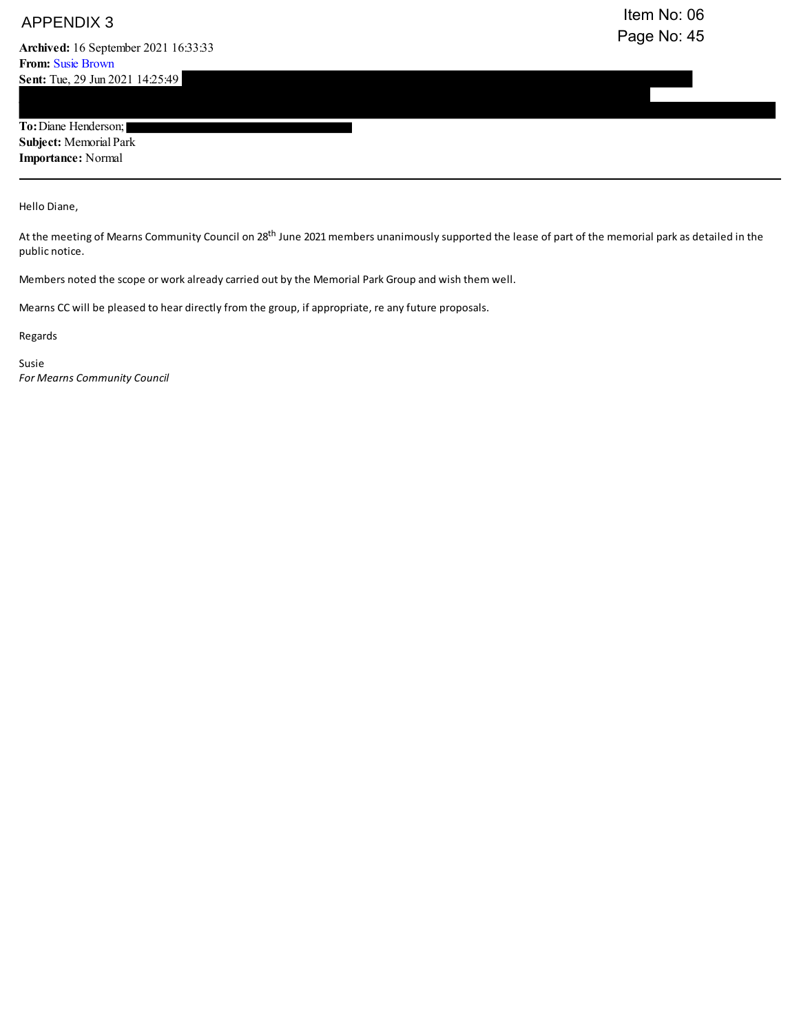APPENDIX 3

Item No: 06

**Archived:** 16 September 2021 16:33:33
**From:** Susie Brown
**Sent:** Tue, 29 Jun 2021 14:25:49
**To:** Diane Henderson;
**Subject:** Memorial Park
**Importance:** Normal

---

Hello Diane,

At the meeting of Mearns Community Council on 28th June 2021 members unanimously supported the lease of part of the memorial park as detailed in the public notice.

Members noted the scope or work already carried out by the Memorial Park Group and wish them well.

Mearns CC will be pleased to hear directly from the group, if appropriate, re any future proposals.

Regards

Susie
*For Mearns Community Council*